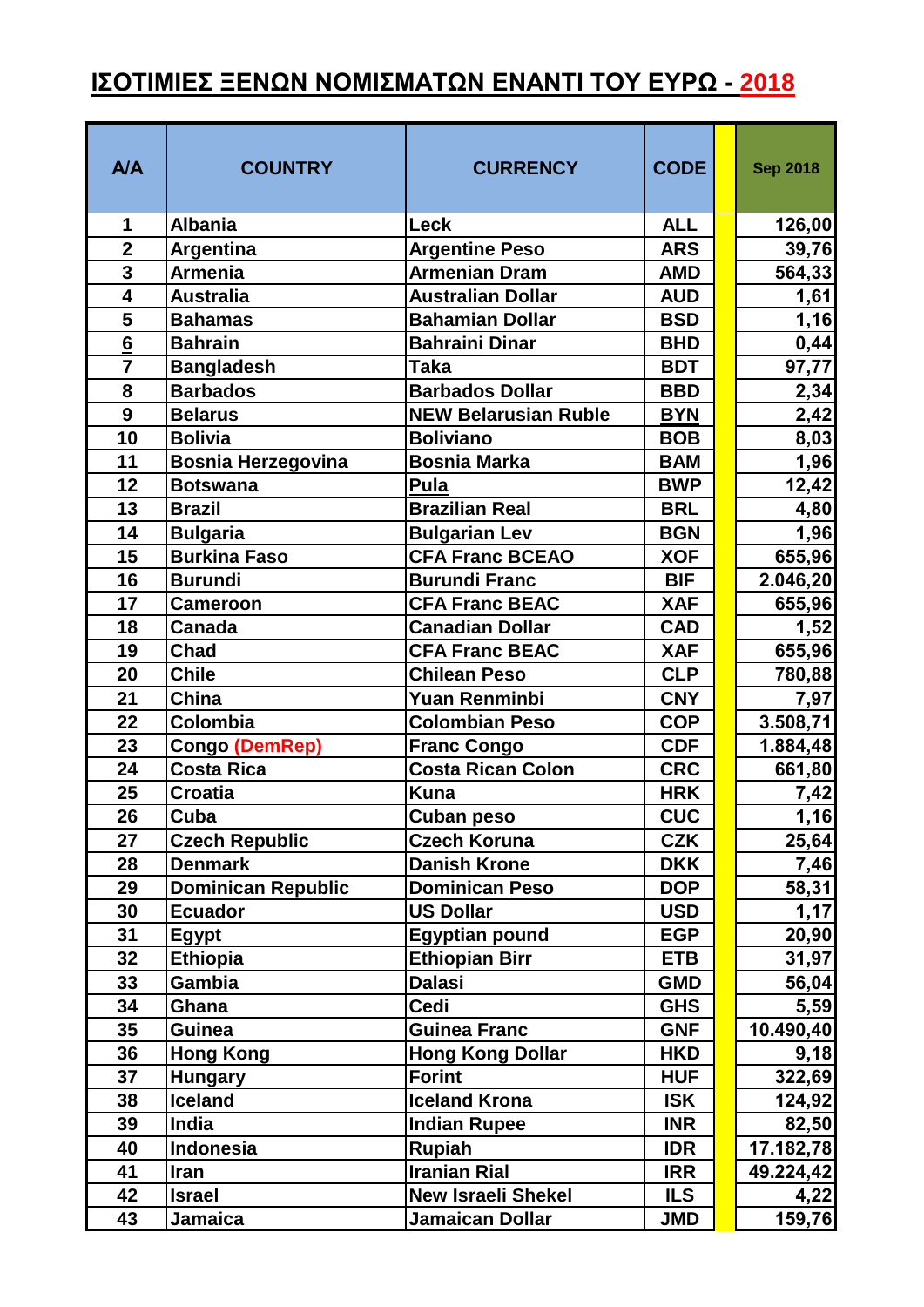# ΙΣΟΤΙΜΙΕΣ ΞΕΝΩΝ ΝΟΜΙΣΜΑΤΩΝ ΕΝΑΝΤΙ ΤΟΥ ΕΥΡΩ - 2018

| A/A | COUNTRY | CURRENCY | CODE | | Sep 2018 |
|---|---|---|---|---|---|
| 1 | Albania | Leck | ALL | | 126,00 |
| 2 | Argentina | Argentine Peso | ARS | | 39,76 |
| 3 | Armenia | Armenian Dram | AMD | | 564,33 |
| 4 | Australia | Australian Dollar | AUD | | 1,61 |
| 5 | Bahamas | Bahamian Dollar | BSD | | 1,16 |
| 6 | Bahrain | Bahraini Dinar | BHD | | 0,44 |
| 7 | Bangladesh | Taka | BDT | | 97,77 |
| 8 | Barbados | Barbados Dollar | BBD | | 2,34 |
| 9 | Belarus | NEW Belarusian Ruble | BYN | | 2,42 |
| 10 | Bolivia | Boliviano | BOB | | 8,03 |
| 11 | Bosnia Herzegovina | Bosnia Marka | BAM | | 1,96 |
| 12 | Botswana | Pula | BWP | | 12,42 |
| 13 | Brazil | Brazilian Real | BRL | | 4,80 |
| 14 | Bulgaria | Bulgarian Lev | BGN | | 1,96 |
| 15 | Burkina Faso | CFA Franc BCEAO | XOF | | 655,96 |
| 16 | Burundi | Burundi Franc | BIF | | 2.046,20 |
| 17 | Cameroon | CFA Franc BEAC | XAF | | 655,96 |
| 18 | Canada | Canadian Dollar | CAD | | 1,52 |
| 19 | Chad | CFA Franc BEAC | XAF | | 655,96 |
| 20 | Chile | Chilean Peso | CLP | | 780,88 |
| 21 | China | Yuan Renminbi | CNY | | 7,97 |
| 22 | Colombia | Colombian Peso | COP | | 3.508,71 |
| 23 | Congo (DemRep) | Franc Congo | CDF | | 1.884,48 |
| 24 | Costa Rica | Costa Rican Colon | CRC | | 661,80 |
| 25 | Croatia | Kuna | HRK | | 7,42 |
| 26 | Cuba | Cuban peso | CUC | | 1,16 |
| 27 | Czech Republic | Czech Koruna | CZK | | 25,64 |
| 28 | Denmark | Danish Krone | DKK | | 7,46 |
| 29 | Dominican Republic | Dominican Peso | DOP | | 58,31 |
| 30 | Ecuador | US Dollar | USD | | 1,17 |
| 31 | Egypt | Egyptian pound | EGP | | 20,90 |
| 32 | Ethiopia | Ethiopian Birr | ETB | | 31,97 |
| 33 | Gambia | Dalasi | GMD | | 56,04 |
| 34 | Ghana | Cedi | GHS | | 5,59 |
| 35 | Guinea | Guinea Franc | GNF | | 10.490,40 |
| 36 | Hong Kong | Hong Kong Dollar | HKD | | 9,18 |
| 37 | Hungary | Forint | HUF | | 322,69 |
| 38 | Iceland | Iceland Krona | ISK | | 124,92 |
| 39 | India | Indian Rupee | INR | | 82,50 |
| 40 | Indonesia | Rupiah | IDR | | 17.182,78 |
| 41 | Iran | Iranian Rial | IRR | | 49.224,42 |
| 42 | Israel | New Israeli Shekel | ILS | | 4,22 |
| 43 | Jamaica | Jamaican Dollar | JMD | | 159,76 |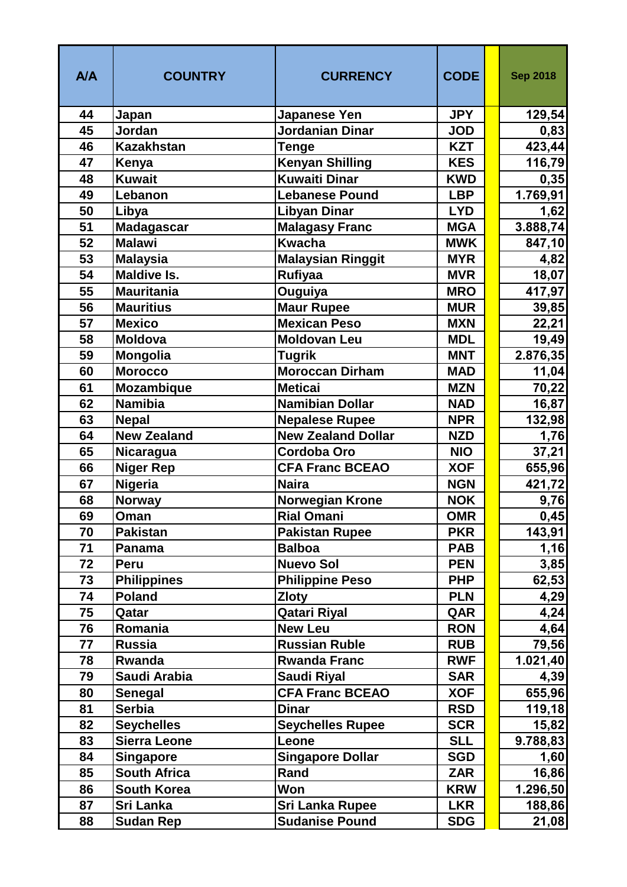| A/A | COUNTRY | CURRENCY | CODE | | Sep 2018 |
|---|---|---|---|---|---|
| 44 | Japan | Japanese Yen | JPY | | 129,54 |
| 45 | Jordan | Jordanian Dinar | JOD | | 0,83 |
| 46 | Kazakhstan | Tenge | KZT | | 423,44 |
| 47 | Kenya | Kenyan Shilling | KES | | 116,79 |
| 48 | Kuwait | Kuwaiti Dinar | KWD | | 0,35 |
| 49 | Lebanon | Lebanese Pound | LBP | | 1.769,91 |
| 50 | Libya | Libyan Dinar | LYD | | 1,62 |
| 51 | Madagascar | Malagasy Franc | MGA | | 3.888,74 |
| 52 | Malawi | Kwacha | MWK | | 847,10 |
| 53 | Malaysia | Malaysian Ringgit | MYR | | 4,82 |
| 54 | Maldive Is. | Rufiyaa | MVR | | 18,07 |
| 55 | Mauritania | Ouguiya | MRO | | 417,97 |
| 56 | Mauritius | Maur Rupee | MUR | | 39,85 |
| 57 | Mexico | Mexican Peso | MXN | | 22,21 |
| 58 | Moldova | Moldovan Leu | MDL | | 19,49 |
| 59 | Mongolia | Tugrik | MNT | | 2.876,35 |
| 60 | Morocco | Moroccan Dirham | MAD | | 11,04 |
| 61 | Mozambique | Meticai | MZN | | 70,22 |
| 62 | Namibia | Namibian Dollar | NAD | | 16,87 |
| 63 | Nepal | Nepalese Rupee | NPR | | 132,98 |
| 64 | New Zealand | New Zealand Dollar | NZD | | 1,76 |
| 65 | Nicaragua | Cordoba Oro | NIO | | 37,21 |
| 66 | Niger Rep | CFA Franc BCEAO | XOF | | 655,96 |
| 67 | Nigeria | Naira | NGN | | 421,72 |
| 68 | Norway | Norwegian Krone | NOK | | 9,76 |
| 69 | Oman | Rial Omani | OMR | | 0,45 |
| 70 | Pakistan | Pakistan Rupee | PKR | | 143,91 |
| 71 | Panama | Balboa | PAB | | 1,16 |
| 72 | Peru | Nuevo Sol | PEN | | 3,85 |
| 73 | Philippines | Philippine Peso | PHP | | 62,53 |
| 74 | Poland | Zloty | PLN | | 4,29 |
| 75 | Qatar | Qatari Riyal | QAR | | 4,24 |
| 76 | Romania | New Leu | RON | | 4,64 |
| 77 | Russia | Russian Ruble | RUB | | 79,56 |
| 78 | Rwanda | Rwanda Franc | RWF | | 1.021,40 |
| 79 | Saudi Arabia | Saudi Riyal | SAR | | 4,39 |
| 80 | Senegal | CFA Franc BCEAO | XOF | | 655,96 |
| 81 | Serbia | Dinar | RSD | | 119,18 |
| 82 | Seychelles | Seychelles Rupee | SCR | | 15,82 |
| 83 | Sierra Leone | Leone | SLL | | 9.788,83 |
| 84 | Singapore | Singapore Dollar | SGD | | 1,60 |
| 85 | South Africa | Rand | ZAR | | 16,86 |
| 86 | South Korea | Won | KRW | | 1.296,50 |
| 87 | Sri Lanka | Sri Lanka Rupee | LKR | | 188,86 |
| 88 | Sudan Rep | Sudanise Pound | SDG | | 21,08 |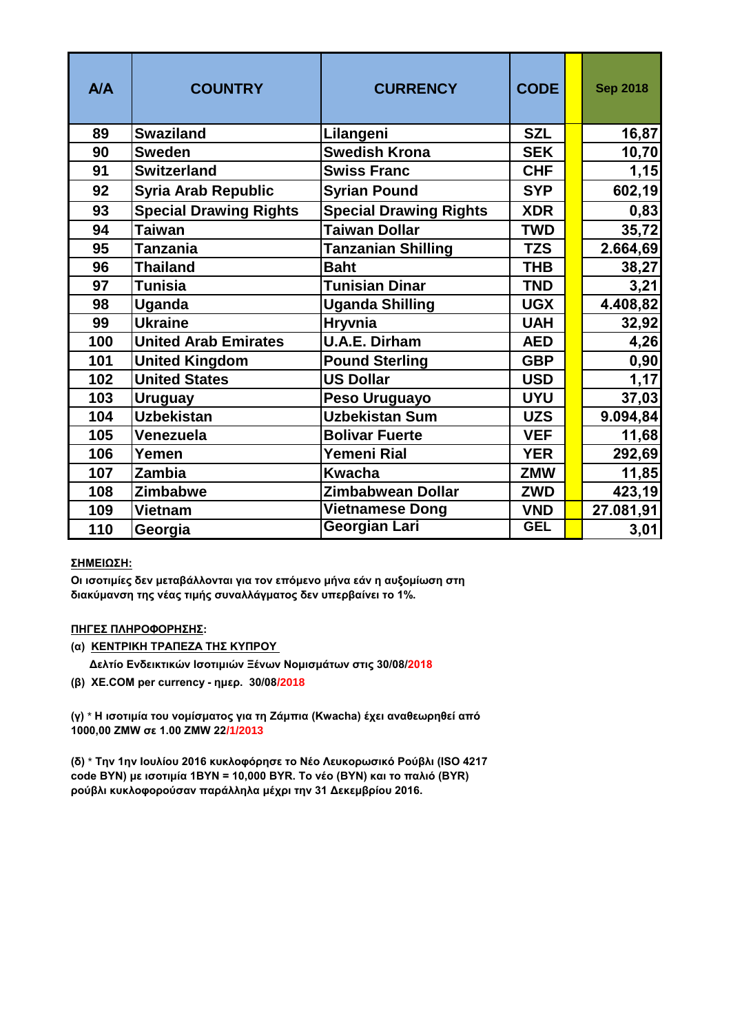| A/A | COUNTRY | CURRENCY | CODE | | Sep 2018 |
|---|---|---|---|---|---|
| 89 | Swaziland | Lilangeni | SZL | | 16,87 |
| 90 | Sweden | Swedish Krona | SEK | | 10,70 |
| 91 | Switzerland | Swiss Franc | CHF | | 1,15 |
| 92 | Syria Arab Republic | Syrian Pound | SYP | | 602,19 |
| 93 | Special Drawing Rights | Special Drawing Rights | XDR | | 0,83 |
| 94 | Taiwan | Taiwan Dollar | TWD | | 35,72 |
| 95 | Tanzania | Tanzanian Shilling | TZS | | 2.664,69 |
| 96 | Thailand | Baht | THB | | 38,27 |
| 97 | Tunisia | Tunisian Dinar | TND | | 3,21 |
| 98 | Uganda | Uganda Shilling | UGX | | 4.408,82 |
| 99 | Ukraine | Hryvnia | UAH | | 32,92 |
| 100 | United Arab Emirates | U.A.E. Dirham | AED | | 4,26 |
| 101 | United Kingdom | Pound Sterling | GBP | | 0,90 |
| 102 | United States | US Dollar | USD | | 1,17 |
| 103 | Uruguay | Peso Uruguayo | UYU | | 37,03 |
| 104 | Uzbekistan | Uzbekistan Sum | UZS | | 9.094,84 |
| 105 | Venezuela | Bolivar Fuerte | VEF | | 11,68 |
| 106 | Yemen | Yemeni Rial | YER | | 292,69 |
| 107 | Zambia | Kwacha | ZMW | | 11,85 |
| 108 | Zimbabwe | Zimbabwean Dollar | ZWD | | 423,19 |
| 109 | Vietnam | Vietnamese Dong | VND | | 27.081,91 |
| 110 | Georgia | Georgian Lari | GEL | | 3,01 |

**ΣΗΜΕΙΩΣΗ:**

**Οι ισοτιμίες δεν μεταβάλλονται για τον επόμενο μήνα εάν η αυξομίωση στη διακύμανση της νέας τιμής συναλλάγματος δεν υπερβαίνει το 1%.**

**ΠΗΓΕΣ ΠΛΗΡΟΦΟΡΗΣΗΣ:**

**(α) ΚΕΝΤΡΙΚΗ ΤΡΑΠΕΖΑ ΤΗΣ ΚΥΠΡΟΥ**

**Δελτίο Ενδεικτικών Ισοτιμιών Ξένων Νομισμάτων στις 30/08/2018**

**(β) XE.COM per currency - ημερ. 30/08/2018**

**(γ) * Η ισοτιμία του νομίσματος για τη Ζάμπια (Kwacha) έχει αναθεωρηθεί από 1000,00 ZMW σε 1.00 ZMW 22/1/2013**

**(δ) * Την 1ην Ιουλίου 2016 κυκλοφόρησε το Νέο Λευκορωσικό Ρούβλι (ISO 4217 code BYN) με ισοτιμία 1BYN = 10,000 BYR. Το νέο (BYN) και το παλιό (BYR) ρούβλι κυκλοφορούσαν παράλληλα μέχρι την 31 Δεκεμβρίου 2016.**